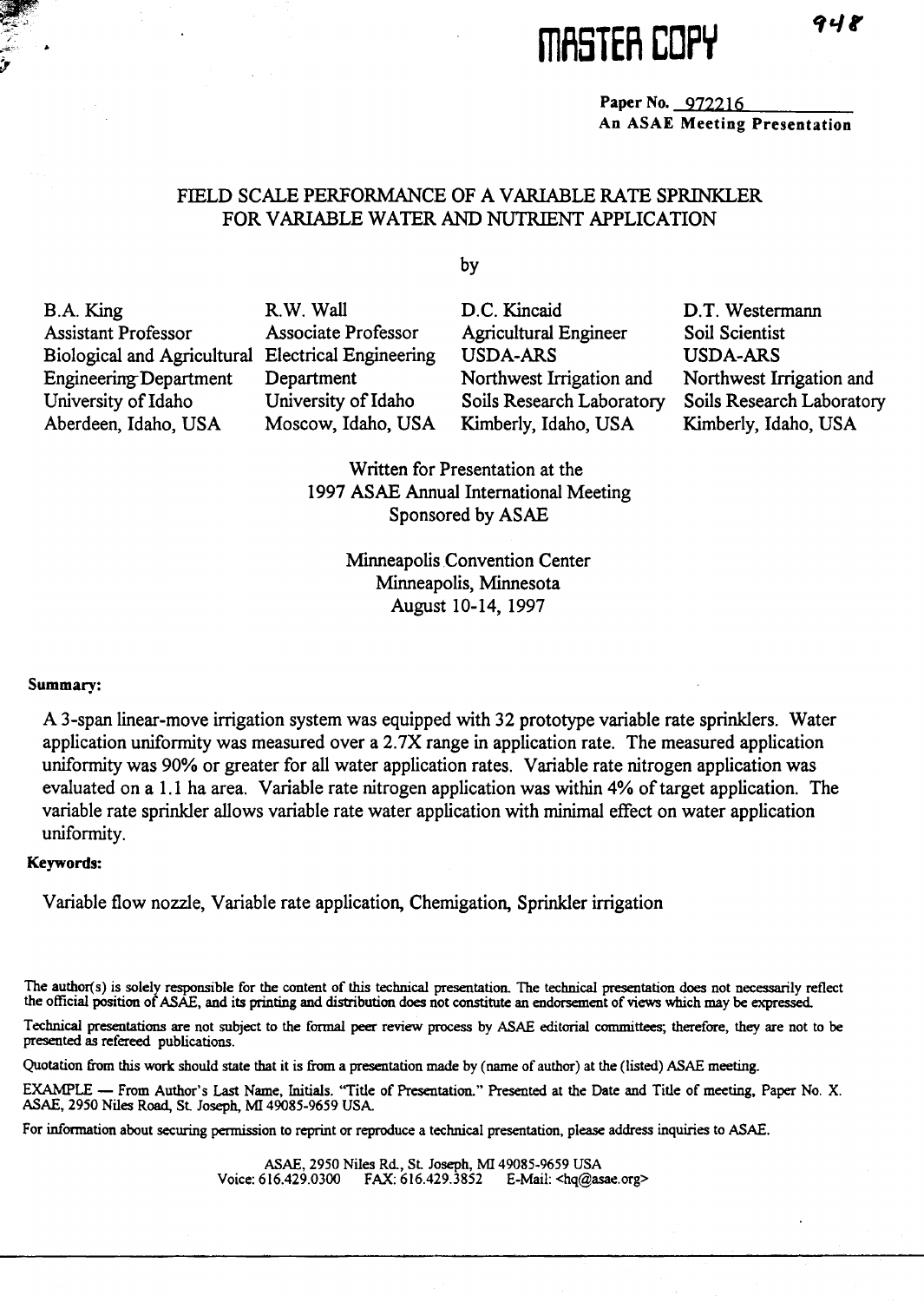MASTER COPY

948

**Paper No. 972216**
**An ASAE Meeting Presentation**

# FIELD SCALE PERFORMANCE OF A VARIABLE RATE SPRINKLER FOR VARIABLE WATER AND NUTRIENT APPLICATION

by

B.A. King
Assistant Professor
Biological and Agricultural Engineering Department
University of Idaho
Aberdeen, Idaho, USA

R.W. Wall
Associate Professor
Electrical Engineering Department
University of Idaho
Moscow, Idaho, USA

D.C. Kincaid
Agricultural Engineer
USDA-ARS
Northwest Irrigation and Soils Research Laboratory
Kimberly, Idaho, USA

D.T. Westermann
Soil Scientist
USDA-ARS
Northwest Irrigation and Soils Research Laboratory
Kimberly, Idaho, USA

Written for Presentation at the
1997 ASAE Annual International Meeting
Sponsored by ASAE

Minneapolis Convention Center
Minneapolis, Minnesota
August 10-14, 1997

**Summary:**

A 3-span linear-move irrigation system was equipped with 32 prototype variable rate sprinklers. Water application uniformity was measured over a 2.7X range in application rate. The measured application uniformity was 90% or greater for all water application rates. Variable rate nitrogen application was evaluated on a 1.1 ha area. Variable rate nitrogen application was within 4% of target application. The variable rate sprinkler allows variable rate water application with minimal effect on water application uniformity.

**Keywords:**

Variable flow nozzle, Variable rate application, Chemigation, Sprinkler irrigation

The author(s) is solely responsible for the content of this technical presentation. The technical presentation does not necessarily reflect the official position of ASAE, and its printing and distribution does not constitute an endorsement of views which may be expressed.

Technical presentations are not subject to the formal peer review process by ASAE editorial committees; therefore, they are not to be presented as refereed publications.

Quotation from this work should state that it is from a presentation made by (name of author) at the (listed) ASAE meeting.

EXAMPLE — From Author's Last Name, Initials. "Title of Presentation." Presented at the Date and Title of meeting, Paper No. X. ASAE, 2950 Niles Road, St. Joseph, MI 49085-9659 USA.

For information about securing permission to reprint or reproduce a technical presentation, please address inquiries to ASAE.

ASAE, 2950 Niles Rd., St. Joseph, MI 49085-9659 USA
Voice: 616.429.0300 FAX: 616.429.3852 E-Mail: <hq@asae.org>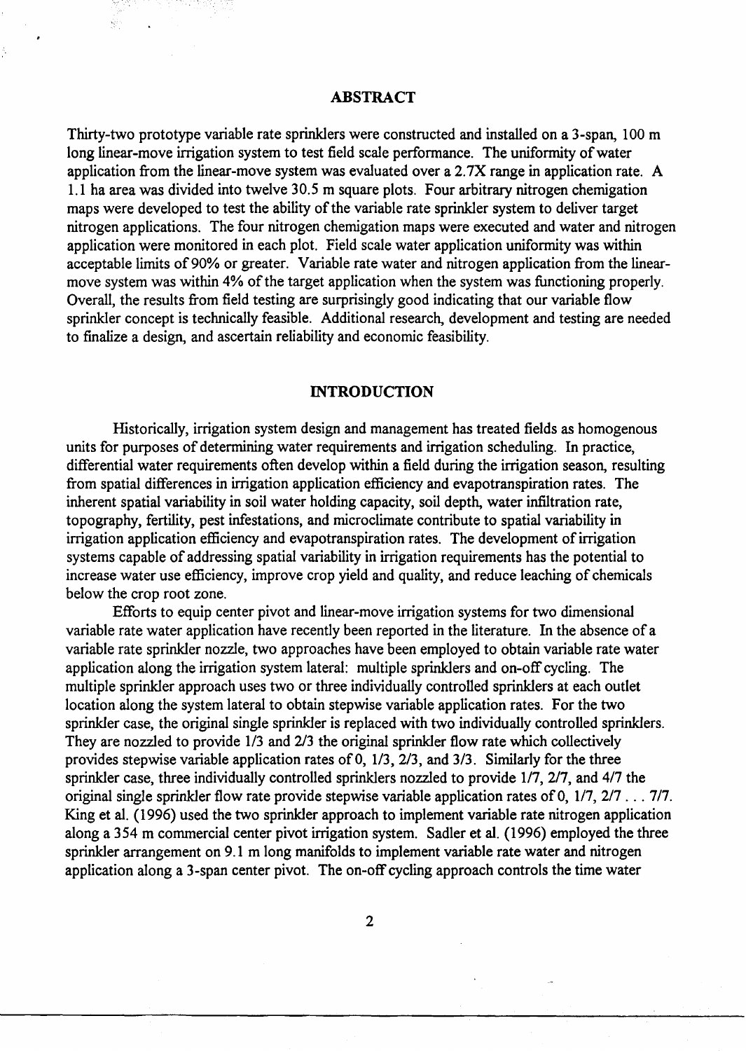## ABSTRACT

Thirty-two prototype variable rate sprinklers were constructed and installed on a 3-span, 100 m long linear-move irrigation system to test field scale performance. The uniformity of water application from the linear-move system was evaluated over a 2.7X range in application rate. A 1.1 ha area was divided into twelve 30.5 m square plots. Four arbitrary nitrogen chemigation maps were developed to test the ability of the variable rate sprinkler system to deliver target nitrogen applications. The four nitrogen chemigation maps were executed and water and nitrogen application were monitored in each plot. Field scale water application uniformity was within acceptable limits of 90% or greater. Variable rate water and nitrogen application from the linear-move system was within 4% of the target application when the system was functioning properly. Overall, the results from field testing are surprisingly good indicating that our variable flow sprinkler concept is technically feasible. Additional research, development and testing are needed to finalize a design, and ascertain reliability and economic feasibility.

## INTRODUCTION

Historically, irrigation system design and management has treated fields as homogenous units for purposes of determining water requirements and irrigation scheduling. In practice, differential water requirements often develop within a field during the irrigation season, resulting from spatial differences in irrigation application efficiency and evapotranspiration rates. The inherent spatial variability in soil water holding capacity, soil depth, water infiltration rate, topography, fertility, pest infestations, and microclimate contribute to spatial variability in irrigation application efficiency and evapotranspiration rates. The development of irrigation systems capable of addressing spatial variability in irrigation requirements has the potential to increase water use efficiency, improve crop yield and quality, and reduce leaching of chemicals below the crop root zone.

Efforts to equip center pivot and linear-move irrigation systems for two dimensional variable rate water application have recently been reported in the literature. In the absence of a variable rate sprinkler nozzle, two approaches have been employed to obtain variable rate water application along the irrigation system lateral: multiple sprinklers and on-off cycling. The multiple sprinkler approach uses two or three individually controlled sprinklers at each outlet location along the system lateral to obtain stepwise variable application rates. For the two sprinkler case, the original single sprinkler is replaced with two individually controlled sprinklers. They are nozzled to provide 1/3 and 2/3 the original sprinkler flow rate which collectively provides stepwise variable application rates of 0, 1/3, 2/3, and 3/3. Similarly for the three sprinkler case, three individually controlled sprinklers nozzled to provide 1/7, 2/7, and 4/7 the original single sprinkler flow rate provide stepwise variable application rates of 0, 1/7, 2/7 . . . 7/7. King et al. (1996) used the two sprinkler approach to implement variable rate nitrogen application along a 354 m commercial center pivot irrigation system. Sadler et al. (1996) employed the three sprinkler arrangement on 9.1 m long manifolds to implement variable rate water and nitrogen application along a 3-span center pivot. The on-off cycling approach controls the time water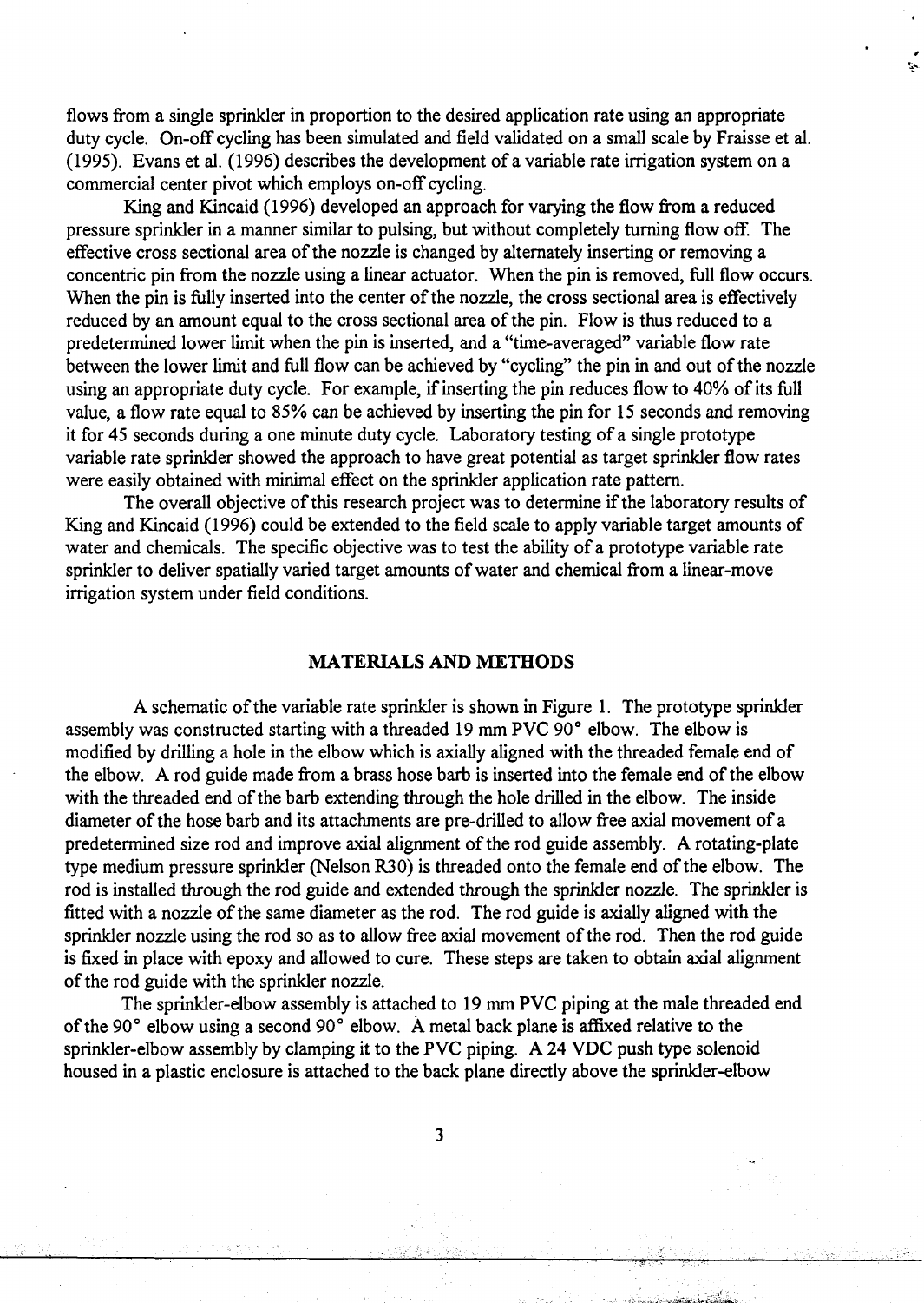flows from a single sprinkler in proportion to the desired application rate using an appropriate duty cycle. On-off cycling has been simulated and field validated on a small scale by Fraisse et al. (1995). Evans et al. (1996) describes the development of a variable rate irrigation system on a commercial center pivot which employs on-off cycling.

King and Kincaid (1996) developed an approach for varying the flow from a reduced pressure sprinkler in a manner similar to pulsing, but without completely turning flow off. The effective cross sectional area of the nozzle is changed by alternately inserting or removing a concentric pin from the nozzle using a linear actuator. When the pin is removed, full flow occurs. When the pin is fully inserted into the center of the nozzle, the cross sectional area is effectively reduced by an amount equal to the cross sectional area of the pin. Flow is thus reduced to a predetermined lower limit when the pin is inserted, and a "time-averaged" variable flow rate between the lower limit and full flow can be achieved by "cycling" the pin in and out of the nozzle using an appropriate duty cycle. For example, if inserting the pin reduces flow to 40% of its full value, a flow rate equal to 85% can be achieved by inserting the pin for 15 seconds and removing it for 45 seconds during a one minute duty cycle. Laboratory testing of a single prototype variable rate sprinkler showed the approach to have great potential as target sprinkler flow rates were easily obtained with minimal effect on the sprinkler application rate pattern.

The overall objective of this research project was to determine if the laboratory results of King and Kincaid (1996) could be extended to the field scale to apply variable target amounts of water and chemicals. The specific objective was to test the ability of a prototype variable rate sprinkler to deliver spatially varied target amounts of water and chemical from a linear-move irrigation system under field conditions.

## MATERIALS AND METHODS

A schematic of the variable rate sprinkler is shown in Figure 1. The prototype sprinkler assembly was constructed starting with a threaded 19 mm PVC 90° elbow. The elbow is modified by drilling a hole in the elbow which is axially aligned with the threaded female end of the elbow. A rod guide made from a brass hose barb is inserted into the female end of the elbow with the threaded end of the barb extending through the hole drilled in the elbow. The inside diameter of the hose barb and its attachments are pre-drilled to allow free axial movement of a predetermined size rod and improve axial alignment of the rod guide assembly. A rotating-plate type medium pressure sprinkler (Nelson R30) is threaded onto the female end of the elbow. The rod is installed through the rod guide and extended through the sprinkler nozzle. The sprinkler is fitted with a nozzle of the same diameter as the rod. The rod guide is axially aligned with the sprinkler nozzle using the rod so as to allow free axial movement of the rod. Then the rod guide is fixed in place with epoxy and allowed to cure. These steps are taken to obtain axial alignment of the rod guide with the sprinkler nozzle.

The sprinkler-elbow assembly is attached to 19 mm PVC piping at the male threaded end of the 90° elbow using a second 90° elbow. A metal back plane is affixed relative to the sprinkler-elbow assembly by clamping it to the PVC piping. A 24 VDC push type solenoid housed in a plastic enclosure is attached to the back plane directly above the sprinkler-elbow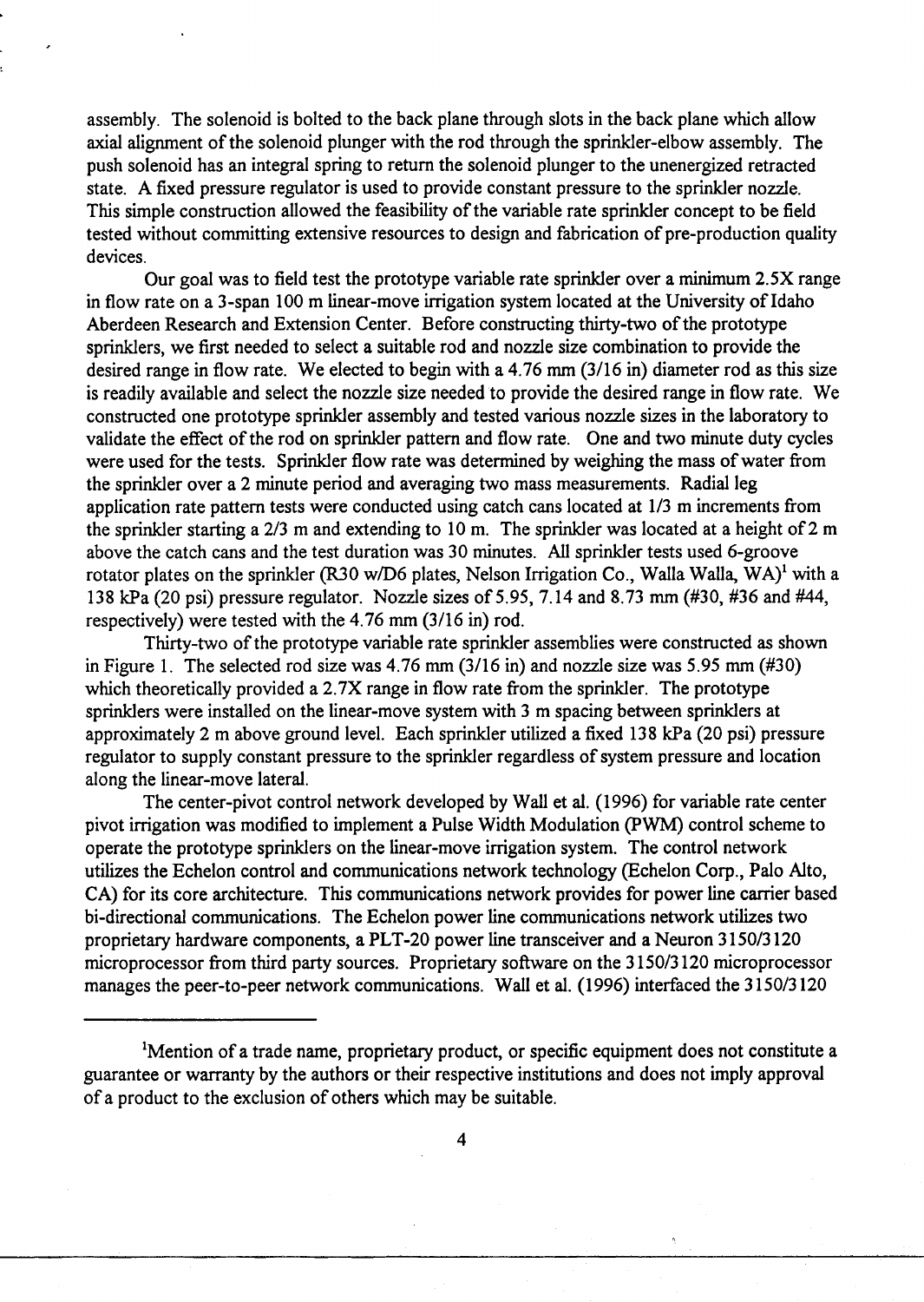assembly. The solenoid is bolted to the back plane through slots in the back plane which allow axial alignment of the solenoid plunger with the rod through the sprinkler-elbow assembly. The push solenoid has an integral spring to return the solenoid plunger to the unenergized retracted state. A fixed pressure regulator is used to provide constant pressure to the sprinkler nozzle. This simple construction allowed the feasibility of the variable rate sprinkler concept to be field tested without committing extensive resources to design and fabrication of pre-production quality devices.

Our goal was to field test the prototype variable rate sprinkler over a minimum 2.5X range in flow rate on a 3-span 100 m linear-move irrigation system located at the University of Idaho Aberdeen Research and Extension Center. Before constructing thirty-two of the prototype sprinklers, we first needed to select a suitable rod and nozzle size combination to provide the desired range in flow rate. We elected to begin with a 4.76 mm (3/16 in) diameter rod as this size is readily available and select the nozzle size needed to provide the desired range in flow rate. We constructed one prototype sprinkler assembly and tested various nozzle sizes in the laboratory to validate the effect of the rod on sprinkler pattern and flow rate. One and two minute duty cycles were used for the tests. Sprinkler flow rate was determined by weighing the mass of water from the sprinkler over a 2 minute period and averaging two mass measurements. Radial leg application rate pattern tests were conducted using catch cans located at 1/3 m increments from the sprinkler starting a 2/3 m and extending to 10 m. The sprinkler was located at a height of 2 m above the catch cans and the test duration was 30 minutes. All sprinkler tests used 6-groove rotator plates on the sprinkler (R30 w/D6 plates, Nelson Irrigation Co., Walla Walla, WA)[1] with a 138 kPa (20 psi) pressure regulator. Nozzle sizes of 5.95, 7.14 and 8.73 mm (#30, #36 and #44, respectively) were tested with the 4.76 mm (3/16 in) rod.

Thirty-two of the prototype variable rate sprinkler assemblies were constructed as shown in Figure 1. The selected rod size was 4.76 mm (3/16 in) and nozzle size was 5.95 mm (#30) which theoretically provided a 2.7X range in flow rate from the sprinkler. The prototype sprinklers were installed on the linear-move system with 3 m spacing between sprinklers at approximately 2 m above ground level. Each sprinkler utilized a fixed 138 kPa (20 psi) pressure regulator to supply constant pressure to the sprinkler regardless of system pressure and location along the linear-move lateral.

The center-pivot control network developed by Wall et al. (1996) for variable rate center pivot irrigation was modified to implement a Pulse Width Modulation (PWM) control scheme to operate the prototype sprinklers on the linear-move irrigation system. The control network utilizes the Echelon control and communications network technology (Echelon Corp., Palo Alto, CA) for its core architecture. This communications network provides for power line carrier based bi-directional communications. The Echelon power line communications network utilizes two proprietary hardware components, a PLT-20 power line transceiver and a Neuron 3150/3120 microprocessor from third party sources. Proprietary software on the 3150/3120 microprocessor manages the peer-to-peer network communications. Wall et al. (1996) interfaced the 3150/3120

---

[1]Mention of a trade name, proprietary product, or specific equipment does not constitute a guarantee or warranty by the authors or their respective institutions and does not imply approval of a product to the exclusion of others which may be suitable.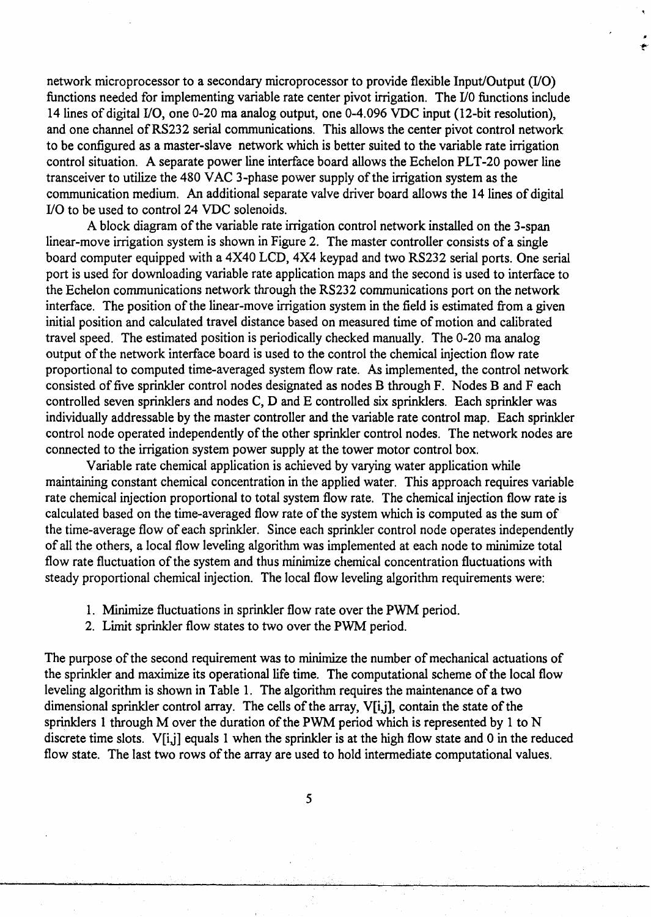network microprocessor to a secondary microprocessor to provide flexible Input/Output (I/O) functions needed for implementing variable rate center pivot irrigation. The I/0 functions include 14 lines of digital I/O, one 0-20 ma analog output, one 0-4.096 VDC input (12-bit resolution), and one channel of RS232 serial communications. This allows the center pivot control network to be configured as a master-slave network which is better suited to the variable rate irrigation control situation. A separate power line interface board allows the Echelon PLT-20 power line transceiver to utilize the 480 VAC 3-phase power supply of the irrigation system as the communication medium. An additional separate valve driver board allows the 14 lines of digital I/O to be used to control 24 VDC solenoids.

A block diagram of the variable rate irrigation control network installed on the 3-span linear-move irrigation system is shown in Figure 2. The master controller consists of a single board computer equipped with a 4X40 LCD, 4X4 keypad and two RS232 serial ports. One serial port is used for downloading variable rate application maps and the second is used to interface to the Echelon communications network through the RS232 communications port on the network interface. The position of the linear-move irrigation system in the field is estimated from a given initial position and calculated travel distance based on measured time of motion and calibrated travel speed. The estimated position is periodically checked manually. The 0-20 ma analog output of the network interface board is used to the control the chemical injection flow rate proportional to computed time-averaged system flow rate. As implemented, the control network consisted of five sprinkler control nodes designated as nodes B through F. Nodes B and F each controlled seven sprinklers and nodes C, D and E controlled six sprinklers. Each sprinkler was individually addressable by the master controller and the variable rate control map. Each sprinkler control node operated independently of the other sprinkler control nodes. The network nodes are connected to the irrigation system power supply at the tower motor control box.

Variable rate chemical application is achieved by varying water application while maintaining constant chemical concentration in the applied water. This approach requires variable rate chemical injection proportional to total system flow rate. The chemical injection flow rate is calculated based on the time-averaged flow rate of the system which is computed as the sum of the time-average flow of each sprinkler. Since each sprinkler control node operates independently of all the others, a local flow leveling algorithm was implemented at each node to minimize total flow rate fluctuation of the system and thus minimize chemical concentration fluctuations with steady proportional chemical injection. The local flow leveling algorithm requirements were:

1. Minimize fluctuations in sprinkler flow rate over the PWM period.
2. Limit sprinkler flow states to two over the PWM period.

The purpose of the second requirement was to minimize the number of mechanical actuations of the sprinkler and maximize its operational life time. The computational scheme of the local flow leveling algorithm is shown in Table 1. The algorithm requires the maintenance of a two dimensional sprinkler control array. The cells of the array, $V[i,j]$, contain the state of the sprinklers 1 through M over the duration of the PWM period which is represented by 1 to N discrete time slots. $V[i,j]$ equals 1 when the sprinkler is at the high flow state and 0 in the reduced flow state. The last two rows of the array are used to hold intermediate computational values.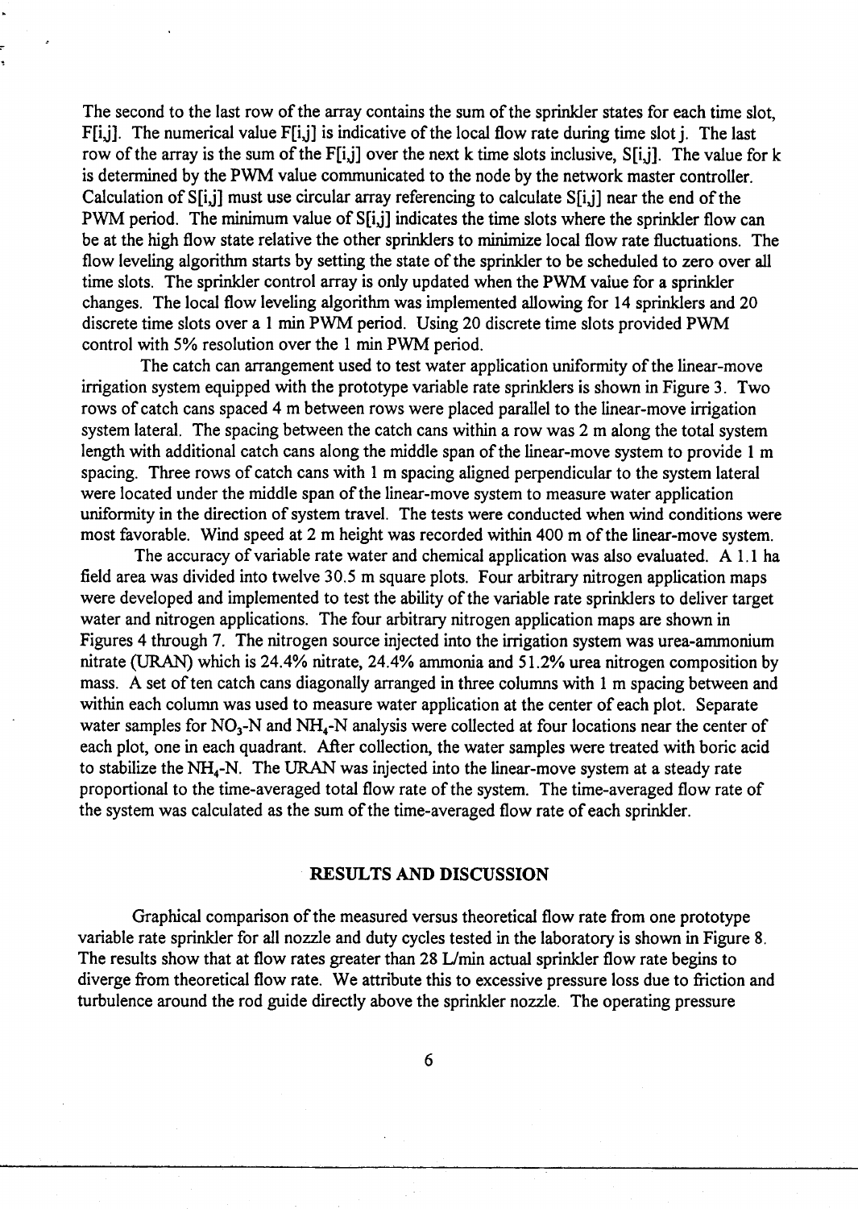The second to the last row of the array contains the sum of the sprinkler states for each time slot, F[i,j]. The numerical value F[i,j] is indicative of the local flow rate during time slot j. The last row of the array is the sum of the F[i,j] over the next k time slots inclusive, S[i,j]. The value for k is determined by the PWM value communicated to the node by the network master controller. Calculation of S[i,j] must use circular array referencing to calculate S[i,j] near the end of the PWM period. The minimum value of S[i,j] indicates the time slots where the sprinkler flow can be at the high flow state relative the other sprinklers to minimize local flow rate fluctuations. The flow leveling algorithm starts by setting the state of the sprinkler to be scheduled to zero over all time slots. The sprinkler control array is only updated when the PWM value for a sprinkler changes. The local flow leveling algorithm was implemented allowing for 14 sprinklers and 20 discrete time slots over a 1 min PWM period. Using 20 discrete time slots provided PWM control with 5% resolution over the 1 min PWM period.

The catch can arrangement used to test water application uniformity of the linear-move irrigation system equipped with the prototype variable rate sprinklers is shown in Figure 3. Two rows of catch cans spaced 4 m between rows were placed parallel to the linear-move irrigation system lateral. The spacing between the catch cans within a row was 2 m along the total system length with additional catch cans along the middle span of the linear-move system to provide 1 m spacing. Three rows of catch cans with 1 m spacing aligned perpendicular to the system lateral were located under the middle span of the linear-move system to measure water application uniformity in the direction of system travel. The tests were conducted when wind conditions were most favorable. Wind speed at 2 m height was recorded within 400 m of the linear-move system.

The accuracy of variable rate water and chemical application was also evaluated. A 1.1 ha field area was divided into twelve 30.5 m square plots. Four arbitrary nitrogen application maps were developed and implemented to test the ability of the variable rate sprinklers to deliver target water and nitrogen applications. The four arbitrary nitrogen application maps are shown in Figures 4 through 7. The nitrogen source injected into the irrigation system was urea-ammonium nitrate (URAN) which is 24.4% nitrate, 24.4% ammonia and 51.2% urea nitrogen composition by mass. A set of ten catch cans diagonally arranged in three columns with 1 m spacing between and within each column was used to measure water application at the center of each plot. Separate water samples for $NO_3$-N and $NH_4$-N analysis were collected at four locations near the center of each plot, one in each quadrant. After collection, the water samples were treated with boric acid to stabilize the $NH_4$-N. The URAN was injected into the linear-move system at a steady rate proportional to the time-averaged total flow rate of the system. The time-averaged flow rate of the system was calculated as the sum of the time-averaged flow rate of each sprinkler.

## RESULTS AND DISCUSSION

Graphical comparison of the measured versus theoretical flow rate from one prototype variable rate sprinkler for all nozzle and duty cycles tested in the laboratory is shown in Figure 8. The results show that at flow rates greater than 28 L/min actual sprinkler flow rate begins to diverge from theoretical flow rate. We attribute this to excessive pressure loss due to friction and turbulence around the rod guide directly above the sprinkler nozzle. The operating pressure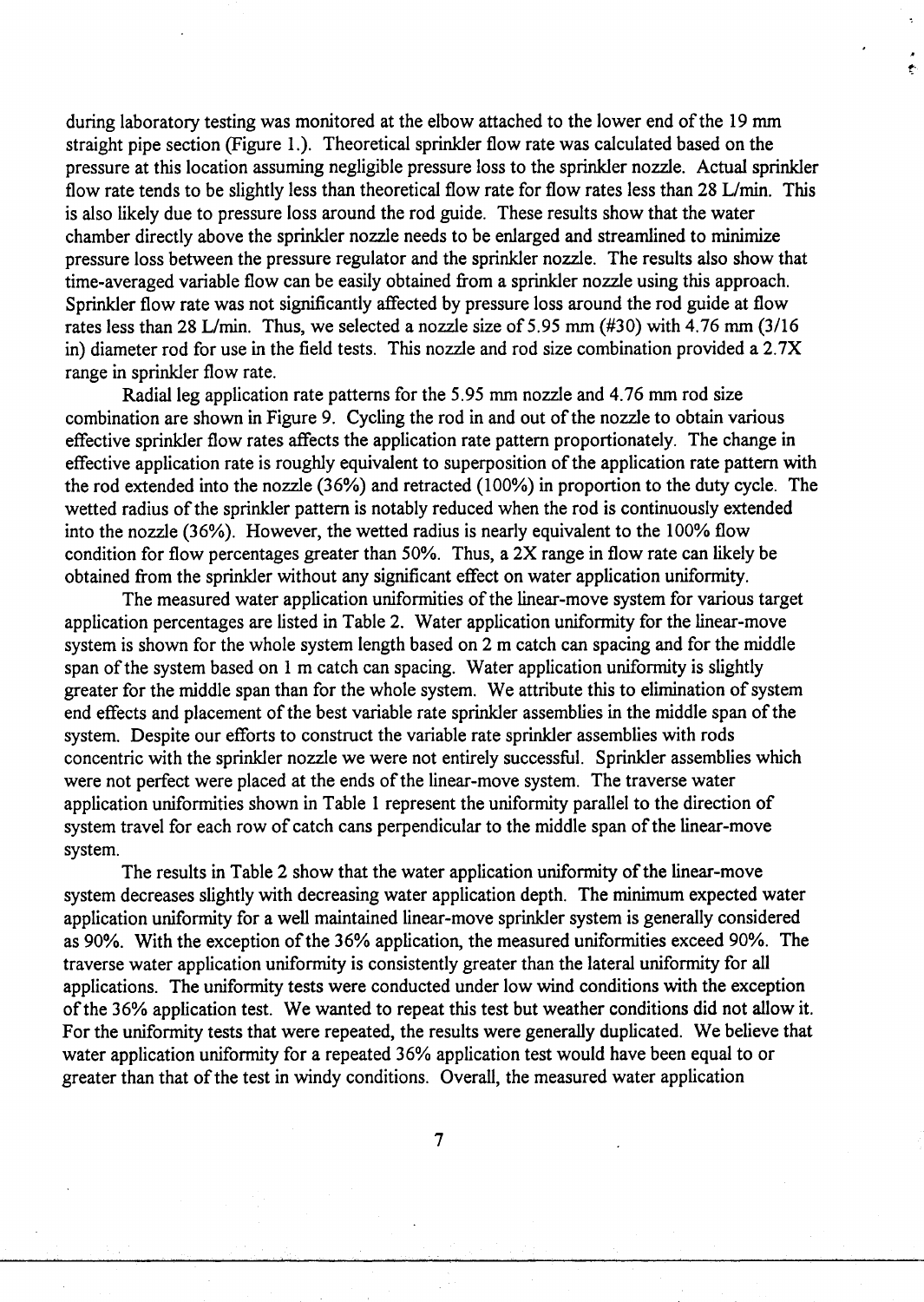during laboratory testing was monitored at the elbow attached to the lower end of the 19 mm straight pipe section (Figure 1.). Theoretical sprinkler flow rate was calculated based on the pressure at this location assuming negligible pressure loss to the sprinkler nozzle. Actual sprinkler flow rate tends to be slightly less than theoretical flow rate for flow rates less than 28 L/min. This is also likely due to pressure loss around the rod guide. These results show that the water chamber directly above the sprinkler nozzle needs to be enlarged and streamlined to minimize pressure loss between the pressure regulator and the sprinkler nozzle. The results also show that time-averaged variable flow can be easily obtained from a sprinkler nozzle using this approach. Sprinkler flow rate was not significantly affected by pressure loss around the rod guide at flow rates less than 28 L/min. Thus, we selected a nozzle size of 5.95 mm (#30) with 4.76 mm (3/16 in) diameter rod for use in the field tests. This nozzle and rod size combination provided a 2.7X range in sprinkler flow rate.

Radial leg application rate patterns for the 5.95 mm nozzle and 4.76 mm rod size combination are shown in Figure 9. Cycling the rod in and out of the nozzle to obtain various effective sprinkler flow rates affects the application rate pattern proportionately. The change in effective application rate is roughly equivalent to superposition of the application rate pattern with the rod extended into the nozzle (36%) and retracted (100%) in proportion to the duty cycle. The wetted radius of the sprinkler pattern is notably reduced when the rod is continuously extended into the nozzle (36%). However, the wetted radius is nearly equivalent to the 100% flow condition for flow percentages greater than 50%. Thus, a 2X range in flow rate can likely be obtained from the sprinkler without any significant effect on water application uniformity.

The measured water application uniformities of the linear-move system for various target application percentages are listed in Table 2. Water application uniformity for the linear-move system is shown for the whole system length based on 2 m catch can spacing and for the middle span of the system based on 1 m catch can spacing. Water application uniformity is slightly greater for the middle span than for the whole system. We attribute this to elimination of system end effects and placement of the best variable rate sprinkler assemblies in the middle span of the system. Despite our efforts to construct the variable rate sprinkler assemblies with rods concentric with the sprinkler nozzle we were not entirely successful. Sprinkler assemblies which were not perfect were placed at the ends of the linear-move system. The traverse water application uniformities shown in Table 1 represent the uniformity parallel to the direction of system travel for each row of catch cans perpendicular to the middle span of the linear-move system.

The results in Table 2 show that the water application uniformity of the linear-move system decreases slightly with decreasing water application depth. The minimum expected water application uniformity for a well maintained linear-move sprinkler system is generally considered as 90%. With the exception of the 36% application, the measured uniformities exceed 90%. The traverse water application uniformity is consistently greater than the lateral uniformity for all applications. The uniformity tests were conducted under low wind conditions with the exception of the 36% application test. We wanted to repeat this test but weather conditions did not allow it. For the uniformity tests that were repeated, the results were generally duplicated. We believe that water application uniformity for a repeated 36% application test would have been equal to or greater than that of the test in windy conditions. Overall, the measured water application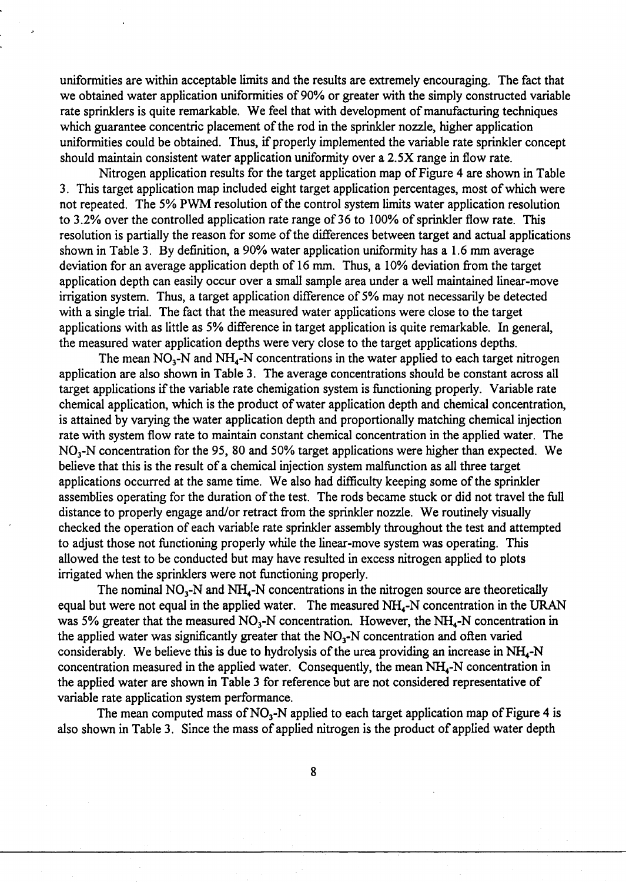uniformities are within acceptable limits and the results are extremely encouraging. The fact that we obtained water application uniformities of 90% or greater with the simply constructed variable rate sprinklers is quite remarkable. We feel that with development of manufacturing techniques which guarantee concentric placement of the rod in the sprinkler nozzle, higher application uniformities could be obtained. Thus, if properly implemented the variable rate sprinkler concept should maintain consistent water application uniformity over a 2.5X range in flow rate.

Nitrogen application results for the target application map of Figure 4 are shown in Table 3. This target application map included eight target application percentages, most of which were not repeated. The 5% PWM resolution of the control system limits water application resolution to 3.2% over the controlled application rate range of 36 to 100% of sprinkler flow rate. This resolution is partially the reason for some of the differences between target and actual applications shown in Table 3. By definition, a 90% water application uniformity has a 1.6 mm average deviation for an average application depth of 16 mm. Thus, a 10% deviation from the target application depth can easily occur over a small sample area under a well maintained linear-move irrigation system. Thus, a target application difference of 5% may not necessarily be detected with a single trial. The fact that the measured water applications were close to the target applications with as little as 5% difference in target application is quite remarkable. In general, the measured water application depths were very close to the target applications depths.

The mean $NO_3$-N and $NH_4$-N concentrations in the water applied to each target nitrogen application are also shown in Table 3. The average concentrations should be constant across all target applications if the variable rate chemigation system is functioning properly. Variable rate chemical application, which is the product of water application depth and chemical concentration, is attained by varying the water application depth and proportionally matching chemical injection rate with system flow rate to maintain constant chemical concentration in the applied water. The $NO_3$-N concentration for the 95, 80 and 50% target applications were higher than expected. We believe that this is the result of a chemical injection system malfunction as all three target applications occurred at the same time. We also had difficulty keeping some of the sprinkler assemblies operating for the duration of the test. The rods became stuck or did not travel the full distance to properly engage and/or retract from the sprinkler nozzle. We routinely visually checked the operation of each variable rate sprinkler assembly throughout the test and attempted to adjust those not functioning properly while the linear-move system was operating. This allowed the test to be conducted but may have resulted in excess nitrogen applied to plots irrigated when the sprinklers were not functioning properly.

The nominal $NO_3$-N and $NH_4$-N concentrations in the nitrogen source are theoretically equal but were not equal in the applied water. The measured $NH_4$-N concentration in the URAN was 5% greater that the measured $NO_3$-N concentration. However, the $NH_4$-N concentration in the applied water was significantly greater that the $NO_3$-N concentration and often varied considerably. We believe this is due to hydrolysis of the urea providing an increase in $NH_4$-N concentration measured in the applied water. Consequently, the mean $NH_4$-N concentration in the applied water are shown in Table 3 for reference but are not considered representative of variable rate application system performance.

The mean computed mass of $NO_3$-N applied to each target application map of Figure 4 is also shown in Table 3. Since the mass of applied nitrogen is the product of applied water depth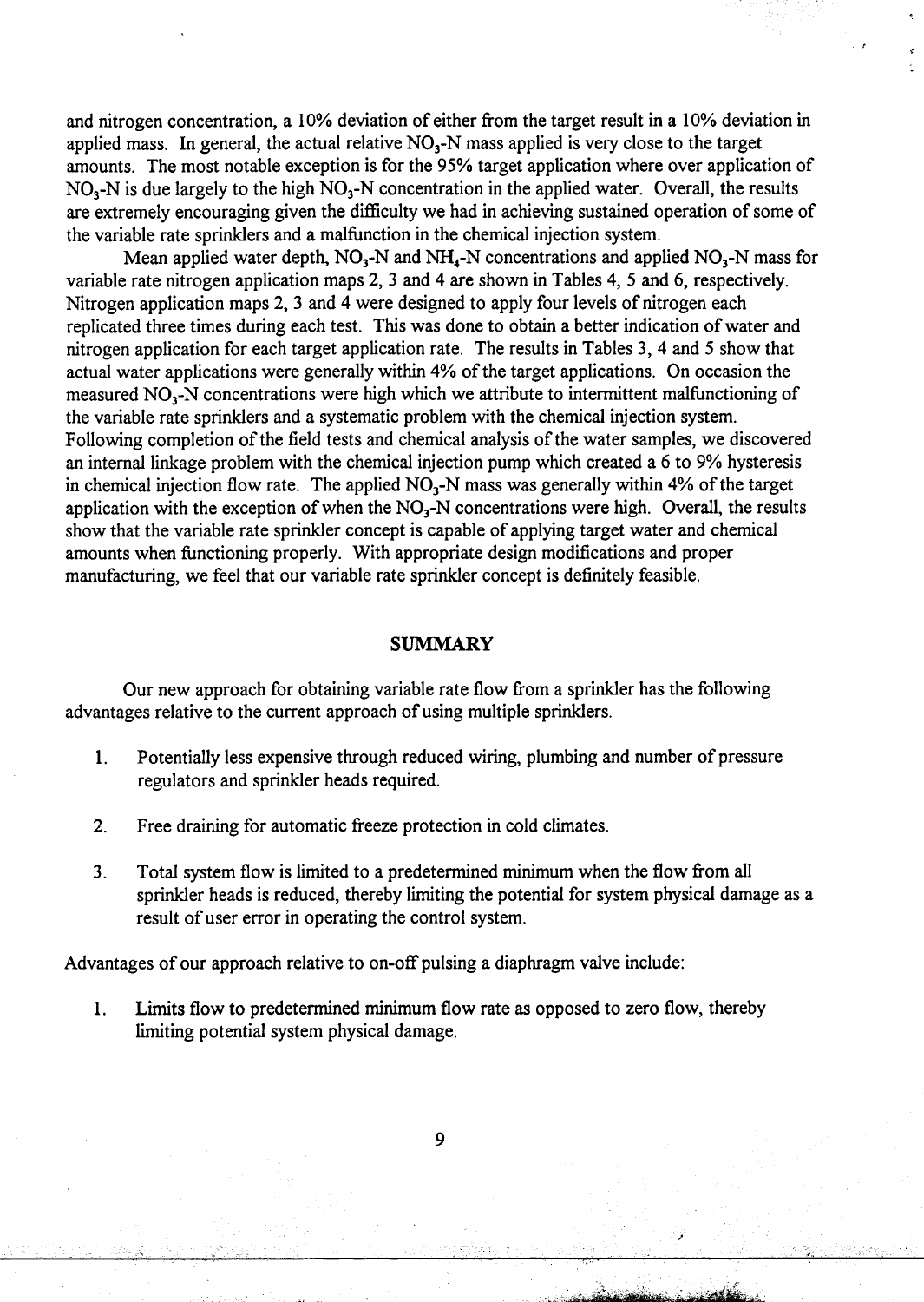and nitrogen concentration, a 10% deviation of either from the target result in a 10% deviation in applied mass. In general, the actual relative $NO_3$-N mass applied is very close to the target amounts. The most notable exception is for the 95% target application where over application of $NO_3$-N is due largely to the high $NO_3$-N concentration in the applied water. Overall, the results are extremely encouraging given the difficulty we had in achieving sustained operation of some of the variable rate sprinklers and a malfunction in the chemical injection system.

Mean applied water depth, $NO_3$-N and $NH_4$-N concentrations and applied $NO_3$-N mass for variable rate nitrogen application maps 2, 3 and 4 are shown in Tables 4, 5 and 6, respectively. Nitrogen application maps 2, 3 and 4 were designed to apply four levels of nitrogen each replicated three times during each test. This was done to obtain a better indication of water and nitrogen application for each target application rate. The results in Tables 3, 4 and 5 show that actual water applications were generally within 4% of the target applications. On occasion the measured $NO_3$-N concentrations were high which we attribute to intermittent malfunctioning of the variable rate sprinklers and a systematic problem with the chemical injection system. Following completion of the field tests and chemical analysis of the water samples, we discovered an internal linkage problem with the chemical injection pump which created a 6 to 9% hysteresis in chemical injection flow rate. The applied $NO_3$-N mass was generally within 4% of the target application with the exception of when the $NO_3$-N concentrations were high. Overall, the results show that the variable rate sprinkler concept is capable of applying target water and chemical amounts when functioning properly. With appropriate design modifications and proper manufacturing, we feel that our variable rate sprinkler concept is definitely feasible.

## SUMMARY

Our new approach for obtaining variable rate flow from a sprinkler has the following advantages relative to the current approach of using multiple sprinklers.

1. Potentially less expensive through reduced wiring, plumbing and number of pressure regulators and sprinkler heads required.

2. Free draining for automatic freeze protection in cold climates.

3. Total system flow is limited to a predetermined minimum when the flow from all sprinkler heads is reduced, thereby limiting the potential for system physical damage as a result of user error in operating the control system.

Advantages of our approach relative to on-off pulsing a diaphragm valve include:

1. Limits flow to predetermined minimum flow rate as opposed to zero flow, thereby limiting potential system physical damage.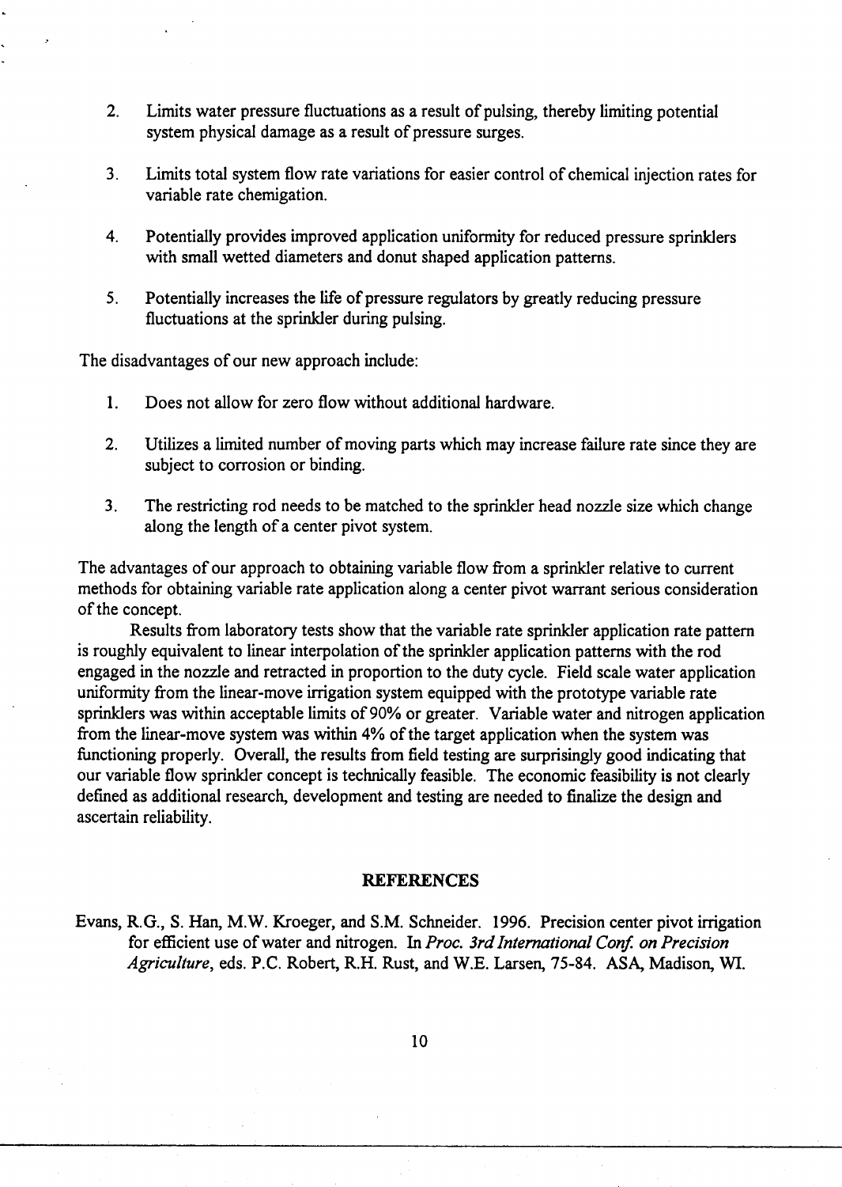2. Limits water pressure fluctuations as a result of pulsing, thereby limiting potential system physical damage as a result of pressure surges.

3. Limits total system flow rate variations for easier control of chemical injection rates for variable rate chemigation.

4. Potentially provides improved application uniformity for reduced pressure sprinklers with small wetted diameters and donut shaped application patterns.

5. Potentially increases the life of pressure regulators by greatly reducing pressure fluctuations at the sprinkler during pulsing.

The disadvantages of our new approach include:

1. Does not allow for zero flow without additional hardware.

2. Utilizes a limited number of moving parts which may increase failure rate since they are subject to corrosion or binding.

3. The restricting rod needs to be matched to the sprinkler head nozzle size which change along the length of a center pivot system.

The advantages of our approach to obtaining variable flow from a sprinkler relative to current methods for obtaining variable rate application along a center pivot warrant serious consideration of the concept.

Results from laboratory tests show that the variable rate sprinkler application rate pattern is roughly equivalent to linear interpolation of the sprinkler application patterns with the rod engaged in the nozzle and retracted in proportion to the duty cycle. Field scale water application uniformity from the linear-move irrigation system equipped with the prototype variable rate sprinklers was within acceptable limits of 90% or greater. Variable water and nitrogen application from the linear-move system was within 4% of the target application when the system was functioning properly. Overall, the results from field testing are surprisingly good indicating that our variable flow sprinkler concept is technically feasible. The economic feasibility is not clearly defined as additional research, development and testing are needed to finalize the design and ascertain reliability.

## REFERENCES

Evans, R.G., S. Han, M.W. Kroeger, and S.M. Schneider. 1996. Precision center pivot irrigation for efficient use of water and nitrogen. In *Proc. 3rd International Conf. on Precision Agriculture*, eds. P.C. Robert, R.H. Rust, and W.E. Larsen, 75-84. ASA, Madison, WI.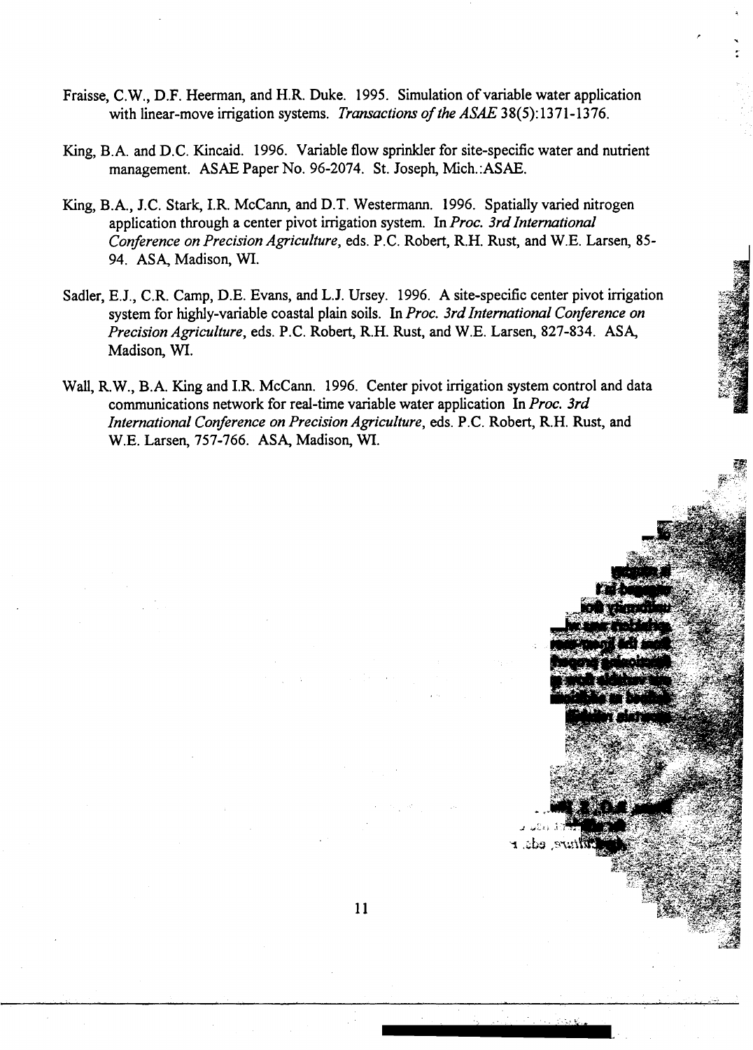Fraisse, C.W., D.F. Heerman, and H.R. Duke. 1995. Simulation of variable water application with linear-move irrigation systems. *Transactions of the ASAE* 38(5):1371-1376.

King, B.A. and D.C. Kincaid. 1996. Variable flow sprinkler for site-specific water and nutrient management. ASAE Paper No. 96-2074. St. Joseph, Mich.:ASAE.

King, B.A., J.C. Stark, I.R. McCann, and D.T. Westermann. 1996. Spatially varied nitrogen application through a center pivot irrigation system. In *Proc. 3rd International Conference on Precision Agriculture*, eds. P.C. Robert, R.H. Rust, and W.E. Larsen, 85-94. ASA, Madison, WI.

Sadler, E.J., C.R. Camp, D.E. Evans, and L.J. Ursey. 1996. A site-specific center pivot irrigation system for highly-variable coastal plain soils. In *Proc. 3rd International Conference on Precision Agriculture*, eds. P.C. Robert, R.H. Rust, and W.E. Larsen, 827-834. ASA, Madison, WI.

Wall, R.W., B.A. King and I.R. McCann. 1996. Center pivot irrigation system control and data communications network for real-time variable water application In *Proc. 3rd International Conference on Precision Agriculture*, eds. P.C. Robert, R.H. Rust, and W.E. Larsen, 757-766. ASA, Madison, WI.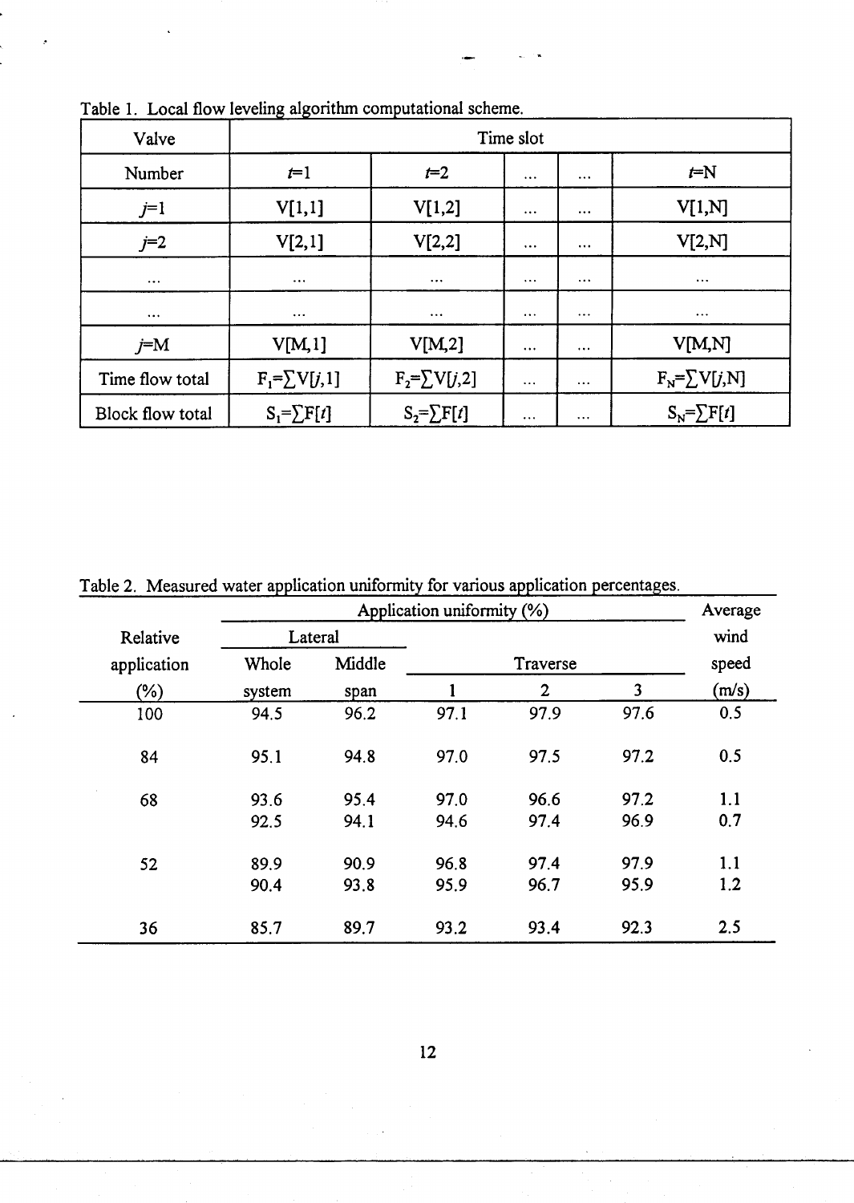Table 1. Local flow leveling algorithm computational scheme.

| Valve | Time slot | | | | |
|---|---|---|---|---|---|
| Number | $t$=1 | $t$=2 | … | … | $t$=N |
| $j$=1 | V[1,1] | V[1,2] | … | … | V[1,N] |
| $j$=2 | V[2,1] | V[2,2] | … | … | V[2,N] |
| … | … | … | … | … | … |
| … | … | … | … | … | … |
| $j$=M | V[M,1] | V[M,2] | … | … | V[M,N] |
| Time flow total | $F_1=\sum V[j,1]$ | $F_2=\sum V[j,2]$ | … | … | $F_N=\sum V[j,N]$ |
| Block flow total | $S_1=\sum F[t]$ | $S_2=\sum F[t]$ | … | … | $S_N=\sum F[t]$ |

Table 2. Measured water application uniformity for various application percentages.

| Relative application (%) | Application uniformity (%) | | | | | Average wind speed (m/s) |
|---|---|---|---|---|---|---|
| | Lateral | | Traverse | | | |
| | Whole system | Middle span | 1 | 2 | 3 | |
| 100 | 94.5 | 96.2 | 97.1 | 97.9 | 97.6 | 0.5 |
| 84 | 95.1 | 94.8 | 97.0 | 97.5 | 97.2 | 0.5 |
| 68 | 93.6 | 95.4 | 97.0 | 96.6 | 97.2 | 1.1 |
| | 92.5 | 94.1 | 94.6 | 97.4 | 96.9 | 0.7 |
| 52 | 89.9 | 90.9 | 96.8 | 97.4 | 97.9 | 1.1 |
| | 90.4 | 93.8 | 95.9 | 96.7 | 95.9 | 1.2 |
| 36 | 85.7 | 89.7 | 93.2 | 93.4 | 92.3 | 2.5 |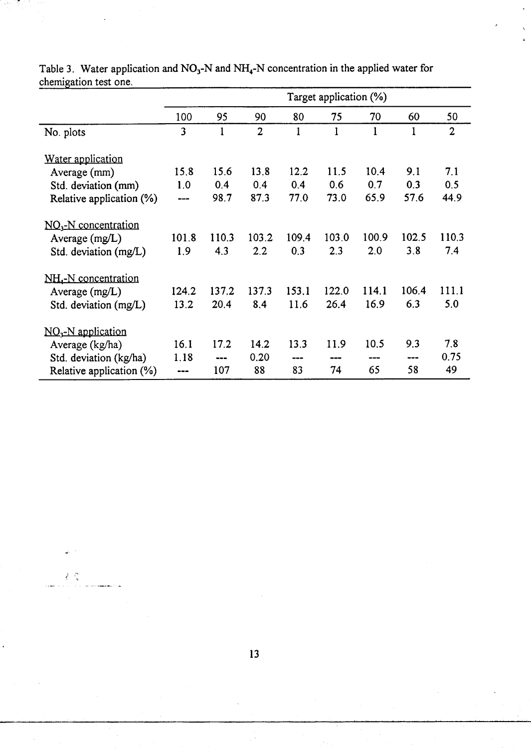Table 3. Water application and $NO_3$-N and $NH_4$-N concentration in the applied water for chemigation test one.

| | Target application (%) | | | | | | | |
|---|---|---|---|---|---|---|---|---|
| | 100 | 95 | 90 | 80 | 75 | 70 | 60 | 50 |
| No. plots | 3 | 1 | 2 | 1 | 1 | 1 | 1 | 2 |
| Water application | | | | | | | | |
| Average (mm) | 15.8 | 15.6 | 13.8 | 12.2 | 11.5 | 10.4 | 9.1 | 7.1 |
| Std. deviation (mm) | 1.0 | 0.4 | 0.4 | 0.4 | 0.6 | 0.7 | 0.3 | 0.5 |
| Relative application (%) | --- | 98.7 | 87.3 | 77.0 | 73.0 | 65.9 | 57.6 | 44.9 |
| $NO_3$-N concentration | | | | | | | | |
| Average (mg/L) | 101.8 | 110.3 | 103.2 | 109.4 | 103.0 | 100.9 | 102.5 | 110.3 |
| Std. deviation (mg/L) | 1.9 | 4.3 | 2.2 | 0.3 | 2.3 | 2.0 | 3.8 | 7.4 |
| $NH_4$-N concentration | | | | | | | | |
| Average (mg/L) | 124.2 | 137.2 | 137.3 | 153.1 | 122.0 | 114.1 | 106.4 | 111.1 |
| Std. deviation (mg/L) | 13.2 | 20.4 | 8.4 | 11.6 | 26.4 | 16.9 | 6.3 | 5.0 |
| $NO_3$-N application | | | | | | | | |
| Average (kg/ha) | 16.1 | 17.2 | 14.2 | 13.3 | 11.9 | 10.5 | 9.3 | 7.8 |
| Std. deviation (kg/ha) | 1.18 | --- | 0.20 | --- | --- | --- | --- | 0.75 |
| Relative application (%) | --- | 107 | 88 | 83 | 74 | 65 | 58 | 49 |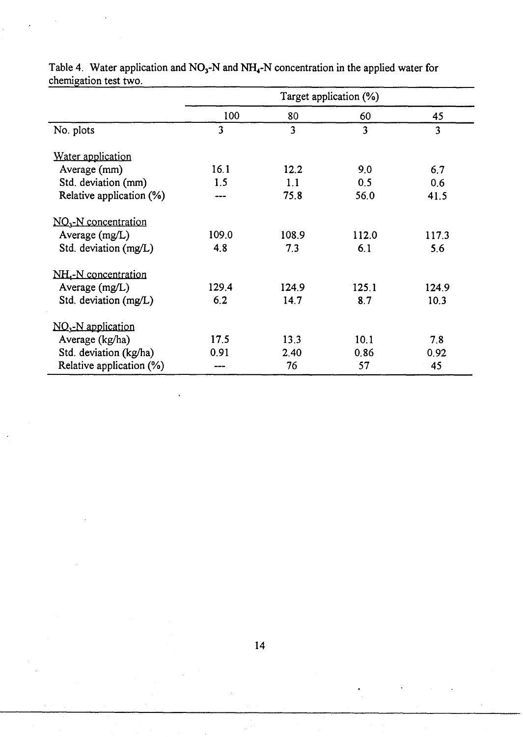Table 4. Water application and $NO_3$-N and $NH_4$-N concentration in the applied water for chemigation test two.

| | Target application (%) | | | |
|---|---|---|---|---|
| | 100 | 80 | 60 | 45 |
| No. plots | 3 | 3 | 3 | 3 |
| Water application | | | | |
| Average (mm) | 16.1 | 12.2 | 9.0 | 6.7 |
| Std. deviation (mm) | 1.5 | 1.1 | 0.5 | 0.6 |
| Relative application (%) | --- | 75.8 | 56.0 | 41.5 |
| $NO_3$-N concentration | | | | |
| Average (mg/L) | 109.0 | 108.9 | 112.0 | 117.3 |
| Std. deviation (mg/L) | 4.8 | 7.3 | 6.1 | 5.6 |
| $NH_4$-N concentration | | | | |
| Average (mg/L) | 129.4 | 124.9 | 125.1 | 124.9 |
| Std. deviation (mg/L) | 6.2 | 14.7 | 8.7 | 10.3 |
| $NO_3$-N application | | | | |
| Average (kg/ha) | 17.5 | 13.3 | 10.1 | 7.8 |
| Std. deviation (kg/ha) | 0.91 | 2.40 | 0.86 | 0.92 |
| Relative application (%) | --- | 76 | 57 | 45 |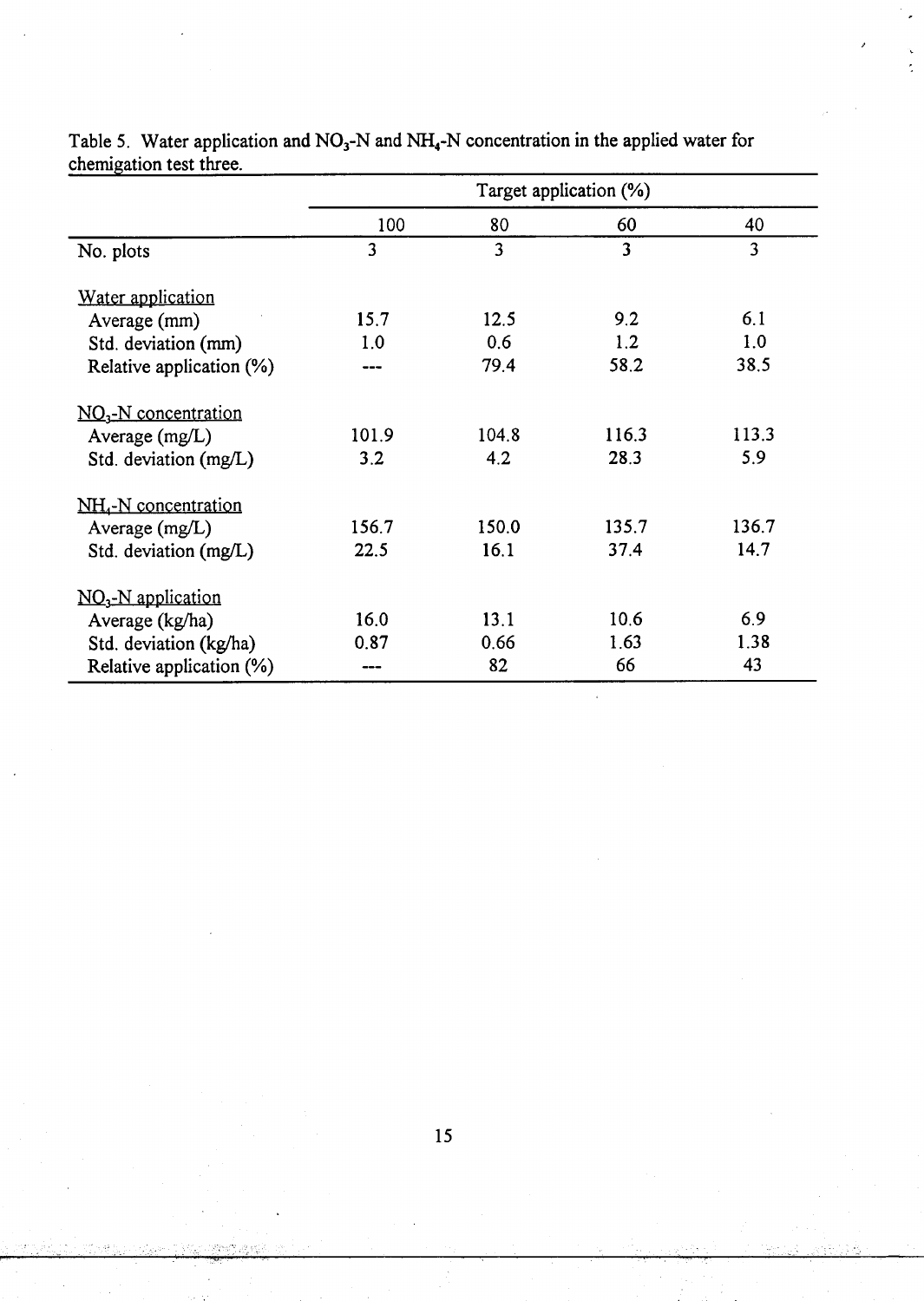Table 5. Water application and $NO_3$-N and $NH_4$-N concentration in the applied water for chemigation test three.

| | Target application (%) | | | |
|---|---|---|---|---|
| | 100 | 80 | 60 | 40 |
| No. plots | 3 | 3 | 3 | 3 |
| Water application | | | | |
| Average (mm) | 15.7 | 12.5 | 9.2 | 6.1 |
| Std. deviation (mm) | 1.0 | 0.6 | 1.2 | 1.0 |
| Relative application (%) | --- | 79.4 | 58.2 | 38.5 |
| $NO_3$-N concentration | | | | |
| Average (mg/L) | 101.9 | 104.8 | 116.3 | 113.3 |
| Std. deviation (mg/L) | 3.2 | 4.2 | 28.3 | 5.9 |
| $NH_4$-N concentration | | | | |
| Average (mg/L) | 156.7 | 150.0 | 135.7 | 136.7 |
| Std. deviation (mg/L) | 22.5 | 16.1 | 37.4 | 14.7 |
| $NO_3$-N application | | | | |
| Average (kg/ha) | 16.0 | 13.1 | 10.6 | 6.9 |
| Std. deviation (kg/ha) | 0.87 | 0.66 | 1.63 | 1.38 |
| Relative application (%) | --- | 82 | 66 | 43 |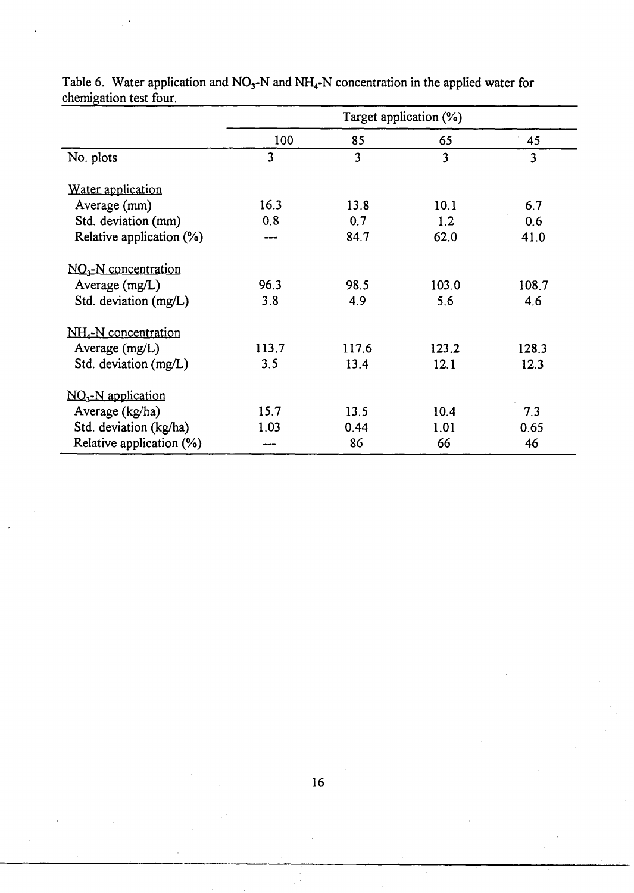Table 6. Water application and $NO_3$-N and $NH_4$-N concentration in the applied water for chemigation test four.

| | Target application (%) | | | |
|---|---|---|---|---|
| | 100 | 85 | 65 | 45 |
| No. plots | 3 | 3 | 3 | 3 |
| Water application | | | | |
| Average (mm) | 16.3 | 13.8 | 10.1 | 6.7 |
| Std. deviation (mm) | 0.8 | 0.7 | 1.2 | 0.6 |
| Relative application (%) | --- | 84.7 | 62.0 | 41.0 |
| $NO_3$-N concentration | | | | |
| Average (mg/L) | 96.3 | 98.5 | 103.0 | 108.7 |
| Std. deviation (mg/L) | 3.8 | 4.9 | 5.6 | 4.6 |
| $NH_4$-N concentration | | | | |
| Average (mg/L) | 113.7 | 117.6 | 123.2 | 128.3 |
| Std. deviation (mg/L) | 3.5 | 13.4 | 12.1 | 12.3 |
| $NO_3$-N application | | | | |
| Average (kg/ha) | 15.7 | 13.5 | 10.4 | 7.3 |
| Std. deviation (kg/ha) | 1.03 | 0.44 | 1.01 | 0.65 |
| Relative application (%) | --- | 86 | 66 | 46 |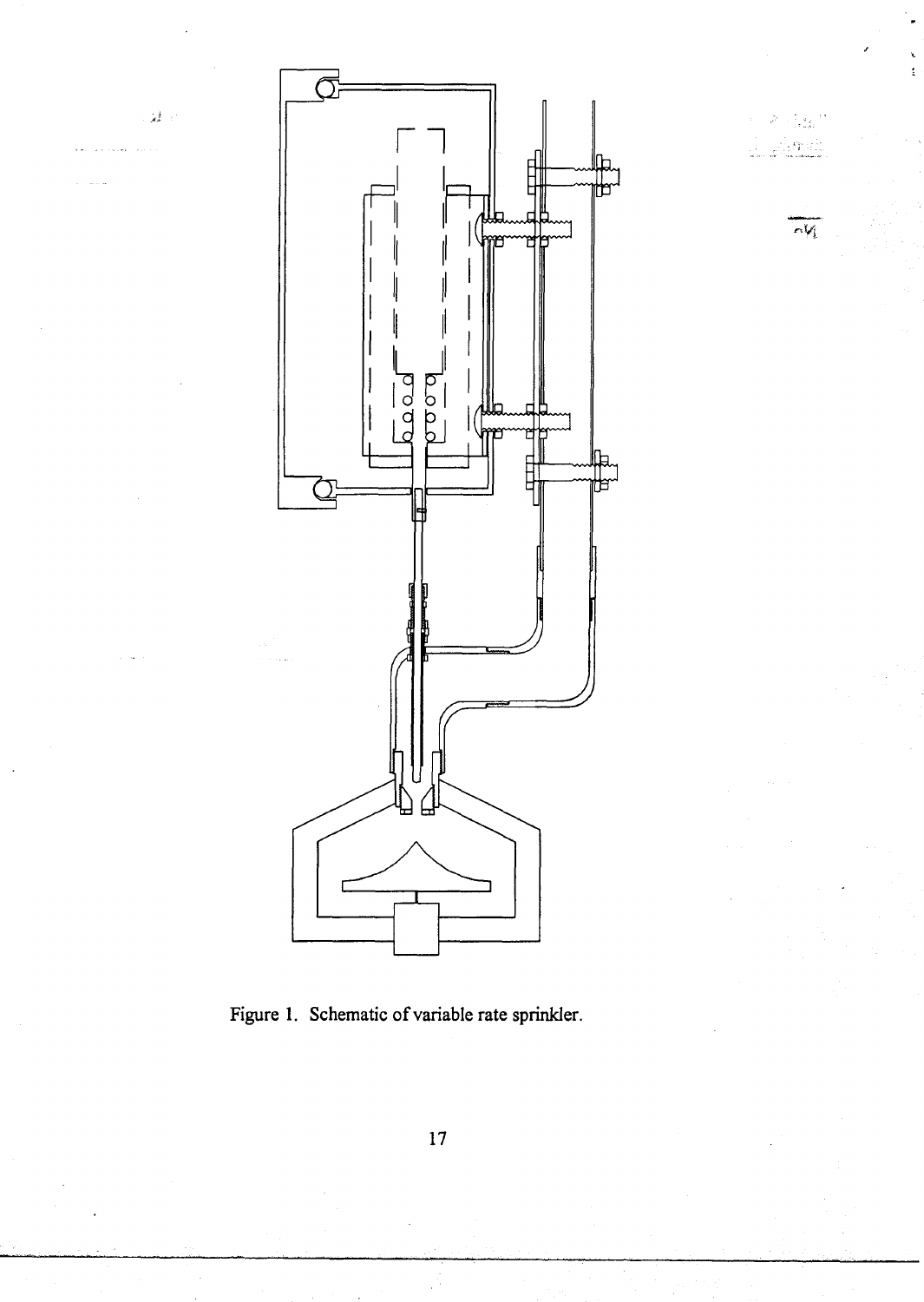Figure 1. Schematic of variable rate sprinkler.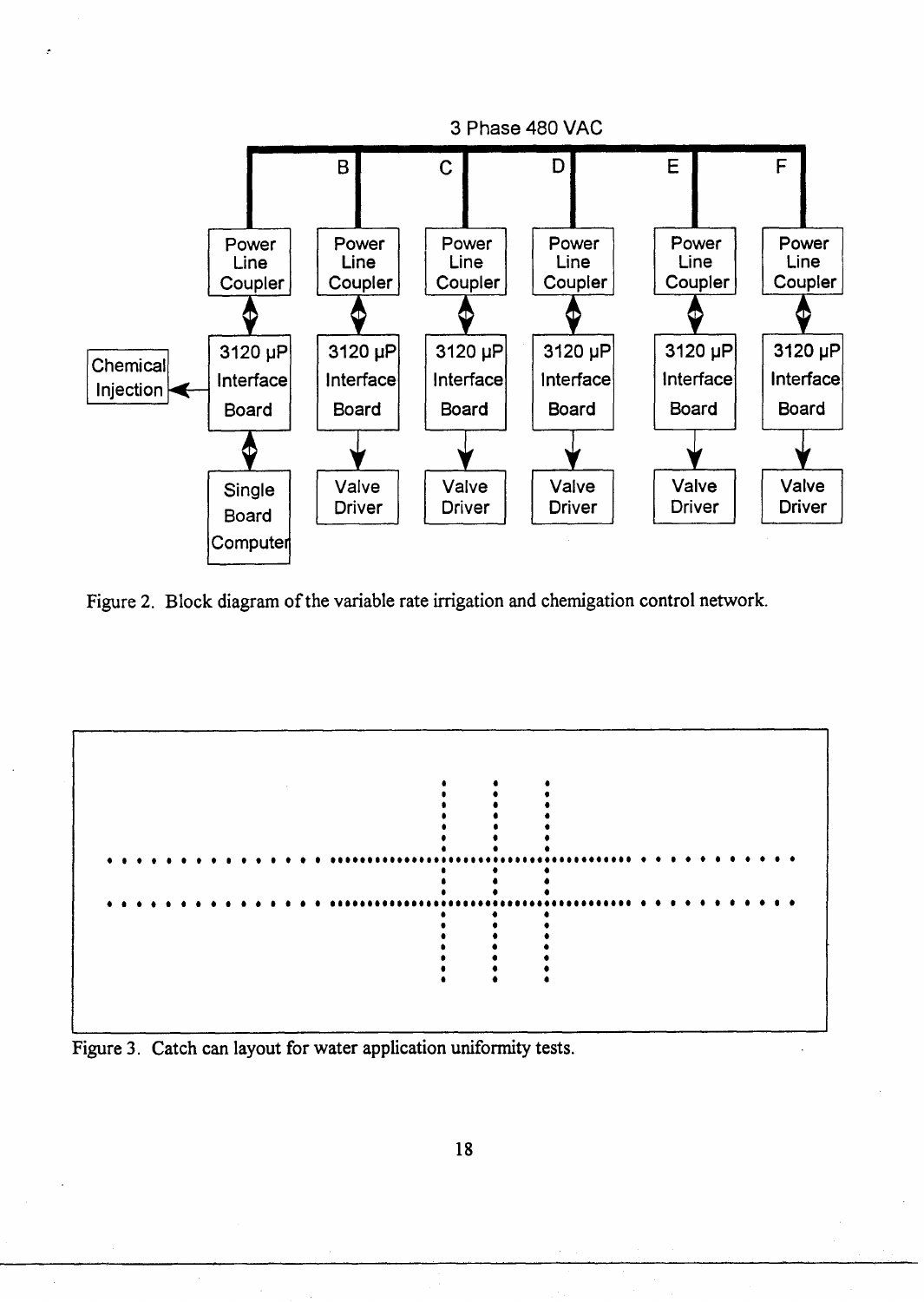Figure 2. Block diagram of the variable rate irrigation and chemigation control network.

Figure 3. Catch can layout for water application uniformity tests.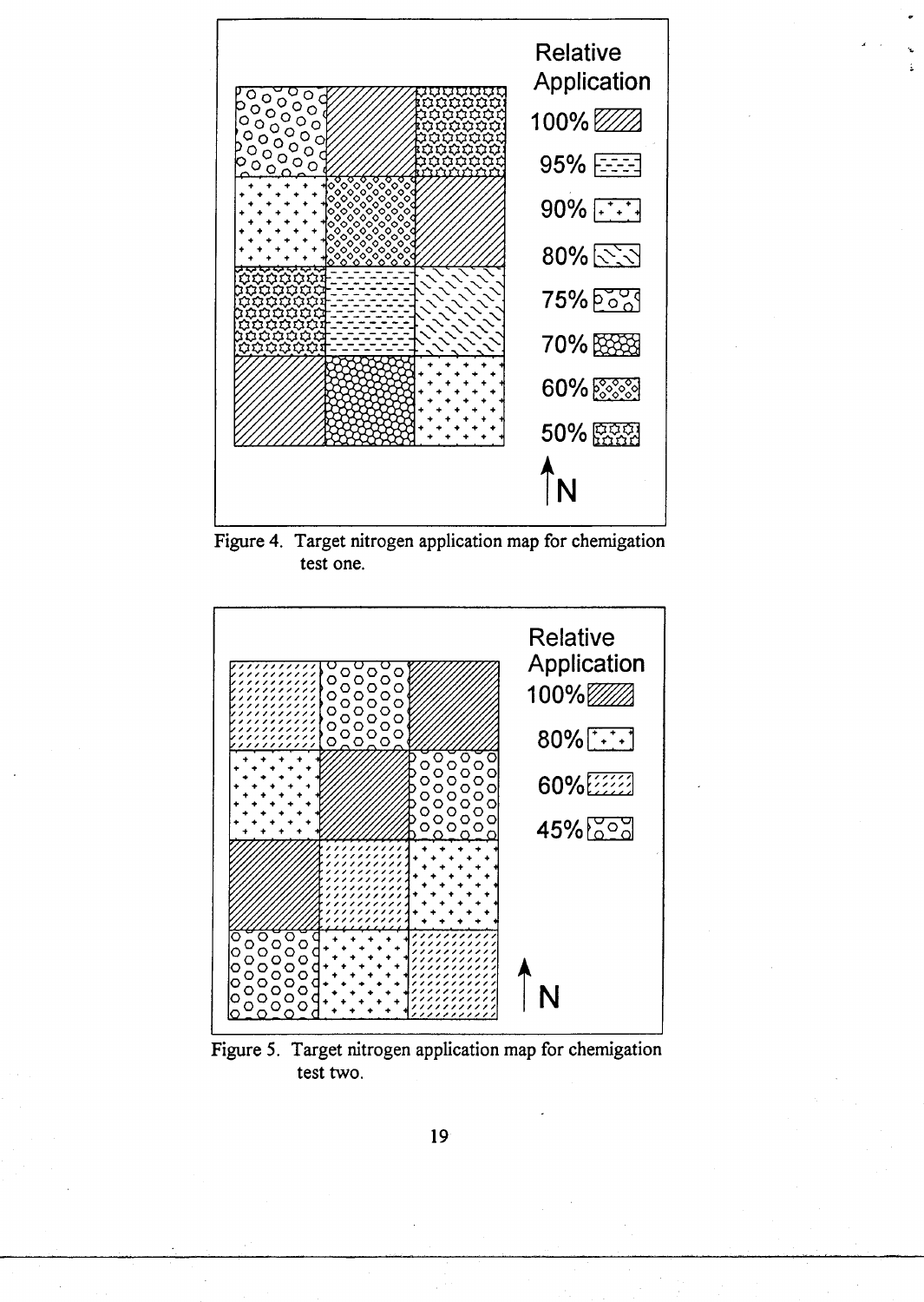Relative Application

100%

95%

90%

80%

75%

70%

60%

50%

N

Figure 4. Target nitrogen application map for chemigation test one.

Relative Application

100%

80%

60%

45%

N

Figure 5. Target nitrogen application map for chemigation test two.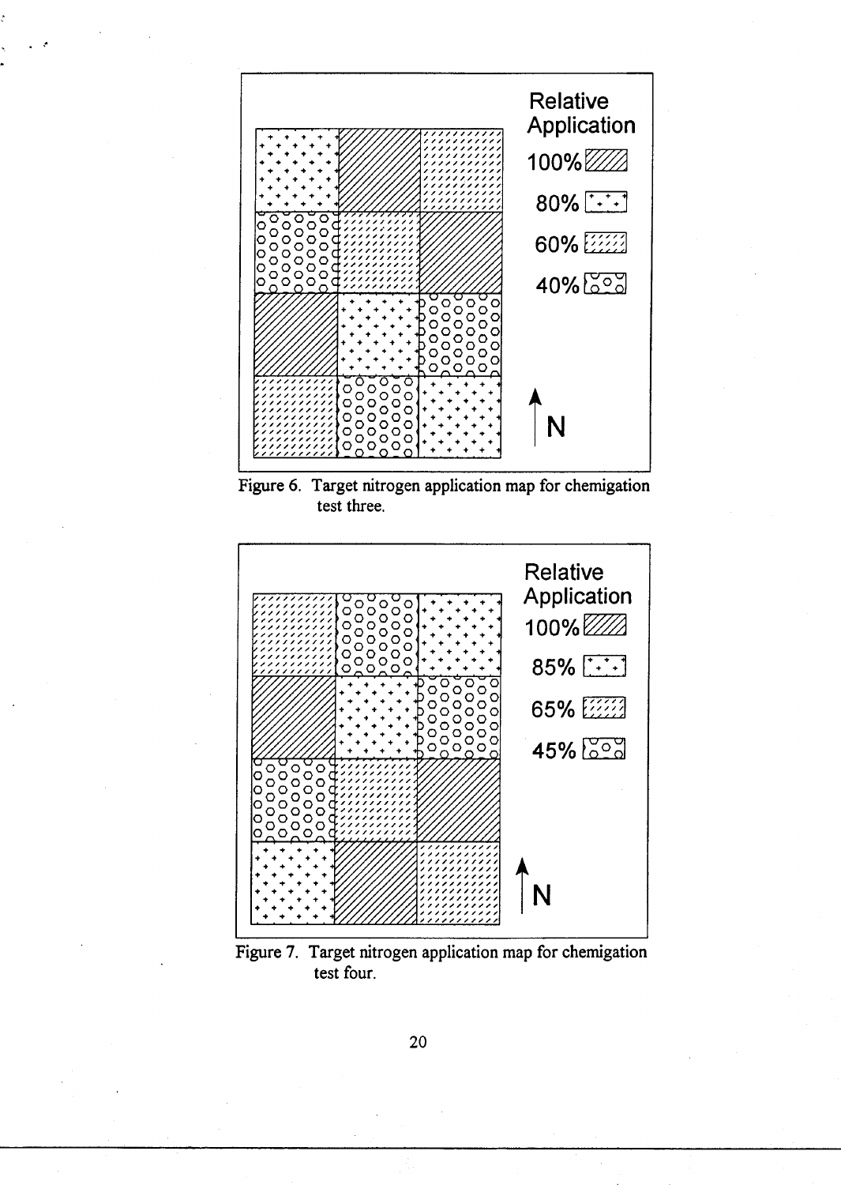Relative Application

100%

80%

60%

40%

N

Figure 6. Target nitrogen application map for chemigation test three.

Relative Application

100%

85%

65%

45%

N

Figure 7. Target nitrogen application map for chemigation test four.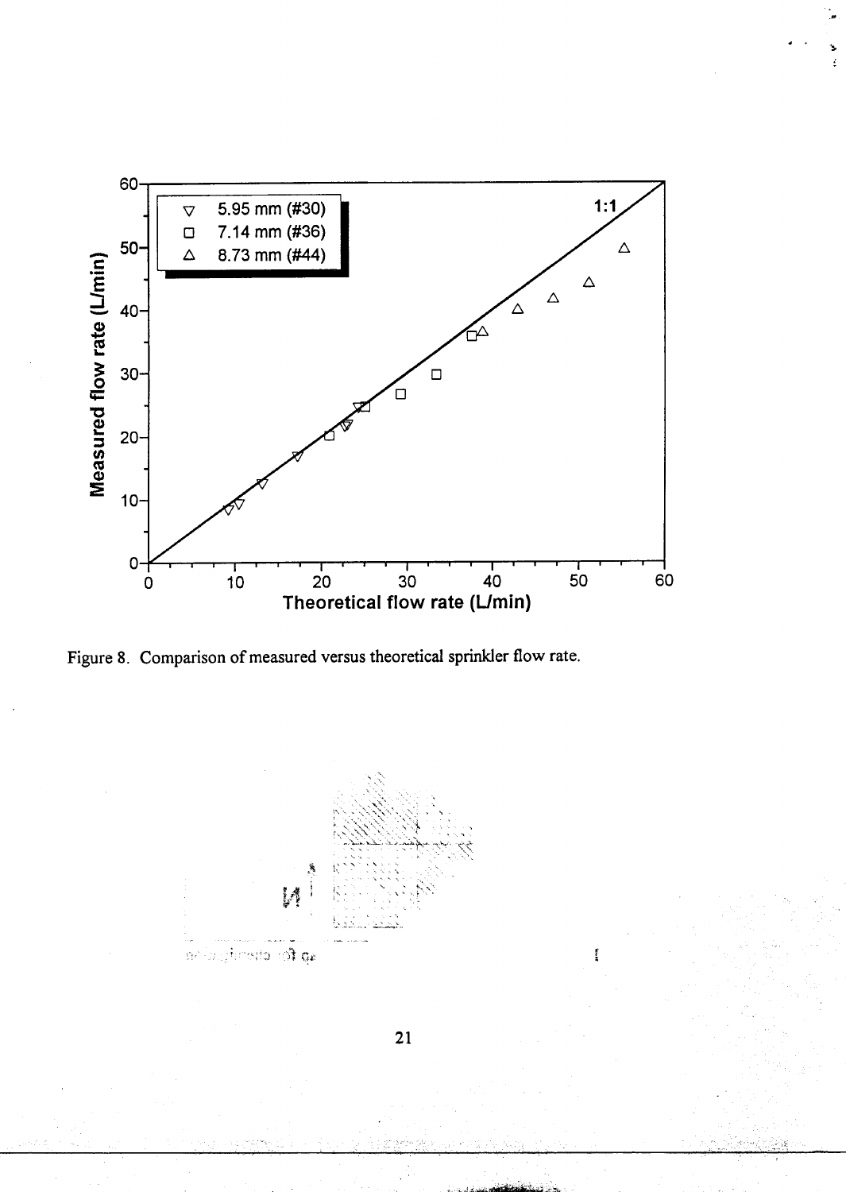Figure 8. Comparison of measured versus theoretical sprinkler flow rate.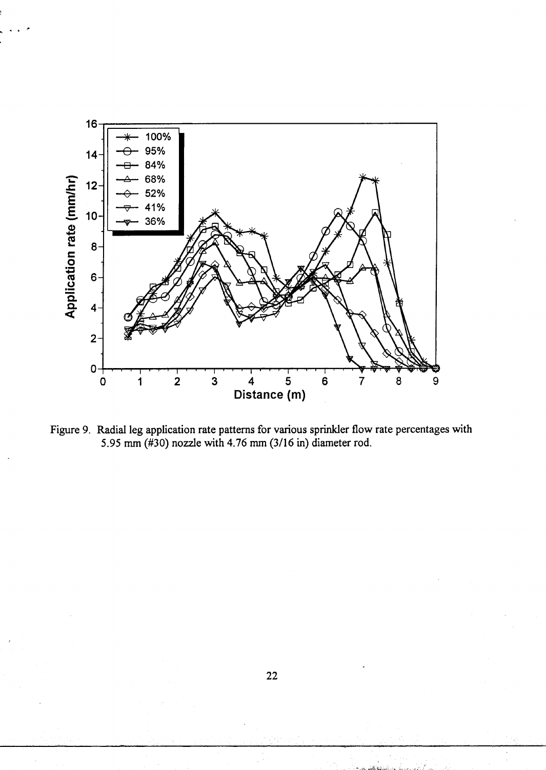Application rate (mm/hr)

16
14
12
10
8
6
4
2
0

0 1 2 3 4 5 6 7 8 9

Distance (m)

100%
95%
84%
68%
52%
41%
36%

Figure 9. Radial leg application rate patterns for various sprinkler flow rate percentages with 5.95 mm (#30) nozzle with 4.76 mm (3/16 in) diameter rod.